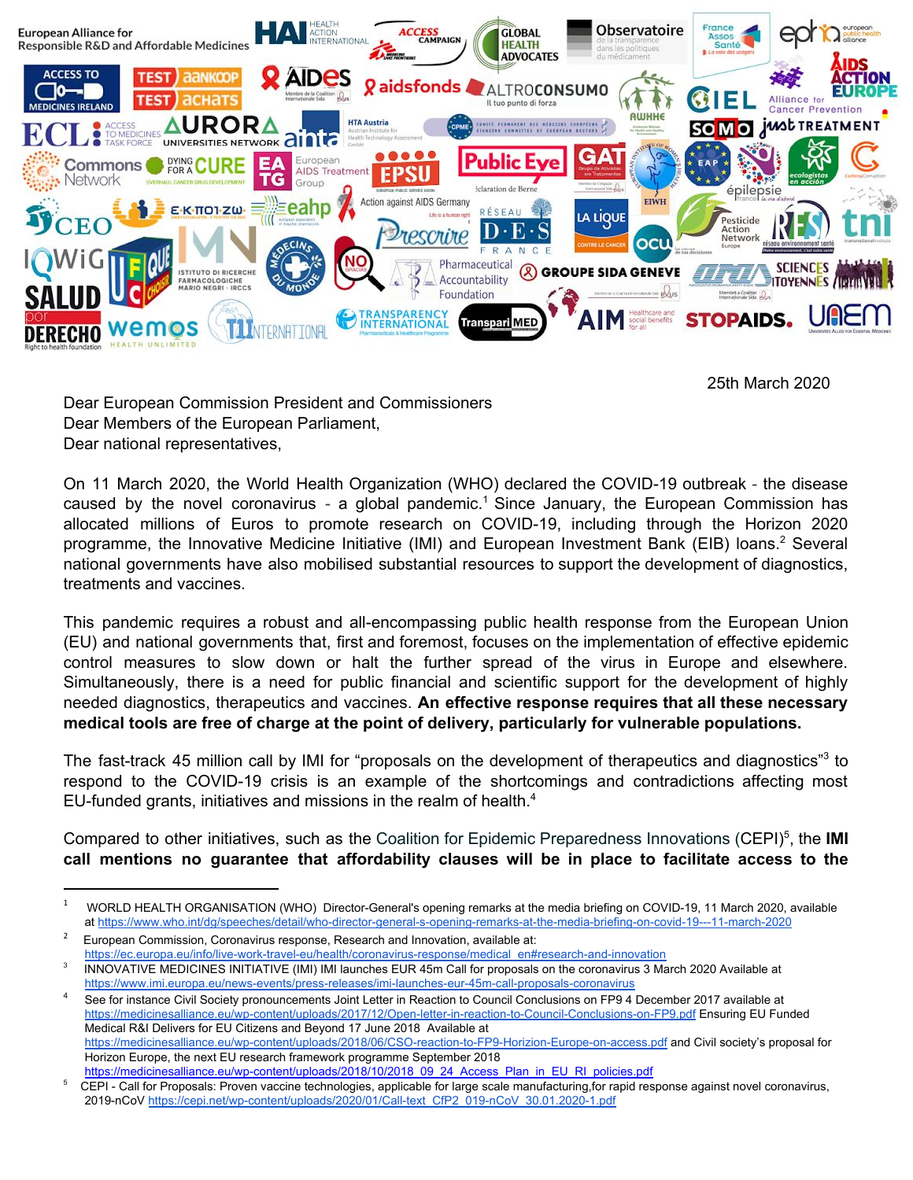European Alliance for Responsible R&D and Affordable Medicines

25th March 2020

Dear European Commission President and Commissioners
Dear Members of the European Parliament,
Dear national representatives,

On 11 March 2020, the World Health Organization (WHO) declared the COVID-19 outbreak - the disease caused by the novel coronavirus - a global pandemic.[1] Since January, the European Commission has allocated millions of Euros to promote research on COVID-19, including through the Horizon 2020 programme, the Innovative Medicine Initiative (IMI) and European Investment Bank (EIB) loans.[2] Several national governments have also mobilised substantial resources to support the development of diagnostics, treatments and vaccines.

This pandemic requires a robust and all-encompassing public health response from the European Union (EU) and national governments that, first and foremost, focuses on the implementation of effective epidemic control measures to slow down or halt the further spread of the virus in Europe and elsewhere. Simultaneously, there is a need for public financial and scientific support for the development of highly needed diagnostics, therapeutics and vaccines. **An effective response requires that all these necessary medical tools are free of charge at the point of delivery, particularly for vulnerable populations.**

The fast-track 45 million call by IMI for "proposals on the development of therapeutics and diagnostics"[3] to respond to the COVID-19 crisis is an example of the shortcomings and contradictions affecting most EU-funded grants, initiatives and missions in the realm of health.[4]

Compared to other initiatives, such as the Coalition for Epidemic Preparedness Innovations (CEPI)[5], the **IMI call mentions no guarantee that affordability clauses will be in place to facilitate access to the**

---

[1] WORLD HEALTH ORGANISATION (WHO) Director-General's opening remarks at the media briefing on COVID-19, 11 March 2020, available at https://www.who.int/dg/speeches/detail/who-director-general-s-opening-remarks-at-the-media-briefing-on-covid-19---11-march-2020

[2] European Commission, Coronavirus response, Research and Innovation, available at: https://ec.europa.eu/info/live-work-travel-eu/health/coronavirus-response/medical_en#research-and-innovation

[3] INNOVATIVE MEDICINES INITIATIVE (IMI) IMI launches EUR 45m Call for proposals on the coronavirus 3 March 2020 Available at https://www.imi.europa.eu/news-events/press-releases/imi-launches-eur-45m-call-proposals-coronavirus

[4] See for instance Civil Society pronouncements Joint Letter in Reaction to Council Conclusions on FP9 4 December 2017 available at https://medicinesalliance.eu/wp-content/uploads/2017/12/Open-letter-in-reaction-to-Council-Conclusions-on-FP9.pdf Ensuring EU Funded Medical R&I Delivers for EU Citizens and Beyond 17 June 2018 Available at https://medicinesalliance.eu/wp-content/uploads/2018/06/CSO-reaction-to-FP9-Horizion-Europe-on-access.pdf and Civil society's proposal for Horizon Europe, the next EU research framework programme September 2018 https://medicinesalliance.eu/wp-content/uploads/2018/10/2018_09_24_Access_Plan_in_EU_RI_policies.pdf

[5] CEPI - Call for Proposals: Proven vaccine technologies, applicable for large scale manufacturing,for rapid response against novel coronavirus, 2019-nCoV https://cepi.net/wp-content/uploads/2020/01/Call-text_CfP2_019-nCoV_30.01.2020-1.pdf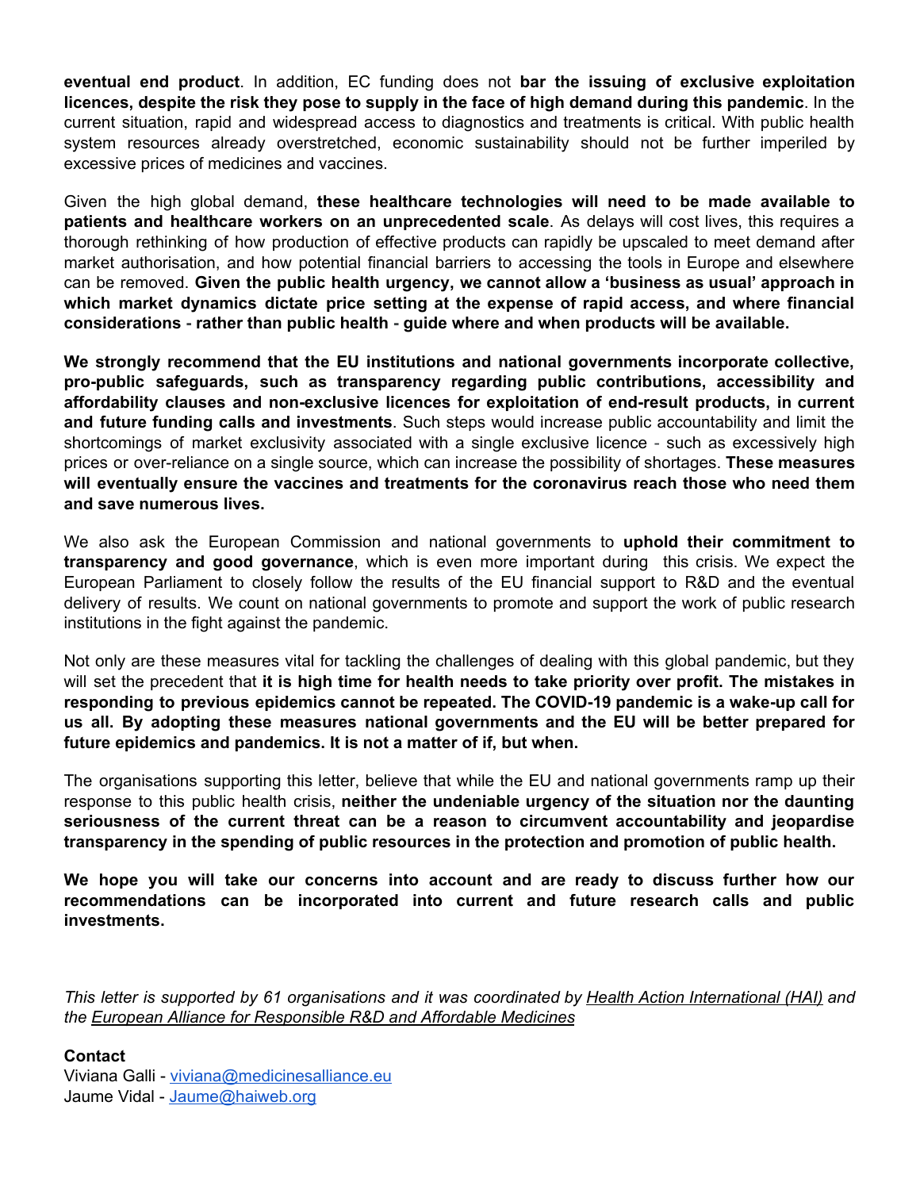**eventual end product**. In addition, EC funding does not **bar the issuing of exclusive exploitation licences, despite the risk they pose to supply in the face of high demand during this pandemic**. In the current situation, rapid and widespread access to diagnostics and treatments is critical. With public health system resources already overstretched, economic sustainability should not be further imperiled by excessive prices of medicines and vaccines.

Given the high global demand, **these healthcare technologies will need to be made available to patients and healthcare workers on an unprecedented scale**. As delays will cost lives, this requires a thorough rethinking of how production of effective products can rapidly be upscaled to meet demand after market authorisation, and how potential financial barriers to accessing the tools in Europe and elsewhere can be removed. **Given the public health urgency, we cannot allow a 'business as usual' approach in which market dynamics dictate price setting at the expense of rapid access, and where financial considerations - rather than public health - guide where and when products will be available.**

**We strongly recommend that the EU institutions and national governments incorporate collective, pro-public safeguards, such as transparency regarding public contributions, accessibility and affordability clauses and non-exclusive licences for exploitation of end-result products, in current and future funding calls and investments**. Such steps would increase public accountability and limit the shortcomings of market exclusivity associated with a single exclusive licence - such as excessively high prices or over-reliance on a single source, which can increase the possibility of shortages. **These measures will eventually ensure the vaccines and treatments for the coronavirus reach those who need them and save numerous lives.**

We also ask the European Commission and national governments to **uphold their commitment to transparency and good governance**, which is even more important during this crisis. We expect the European Parliament to closely follow the results of the EU financial support to R&D and the eventual delivery of results. We count on national governments to promote and support the work of public research institutions in the fight against the pandemic.

Not only are these measures vital for tackling the challenges of dealing with this global pandemic, but they will set the precedent that **it is high time for health needs to take priority over profit. The mistakes in responding to previous epidemics cannot be repeated. The COVID-19 pandemic is a wake-up call for us all. By adopting these measures national governments and the EU will be better prepared for future epidemics and pandemics. It is not a matter of if, but when.**

The organisations supporting this letter, believe that while the EU and national governments ramp up their response to this public health crisis, **neither the undeniable urgency of the situation nor the daunting seriousness of the current threat can be a reason to circumvent accountability and jeopardise transparency in the spending of public resources in the protection and promotion of public health.**

**We hope you will take our concerns into account and are ready to discuss further how our recommendations can be incorporated into current and future research calls and public investments.**

*This letter is supported by 61 organisations and it was coordinated by [Health Action International (HAI)](#) and the [European Alliance for Responsible R&D and Affordable Medicines](#)*

**Contact**
Viviana Galli - viviana@medicinesalliance.eu
Jaume Vidal - Jaume@haiweb.org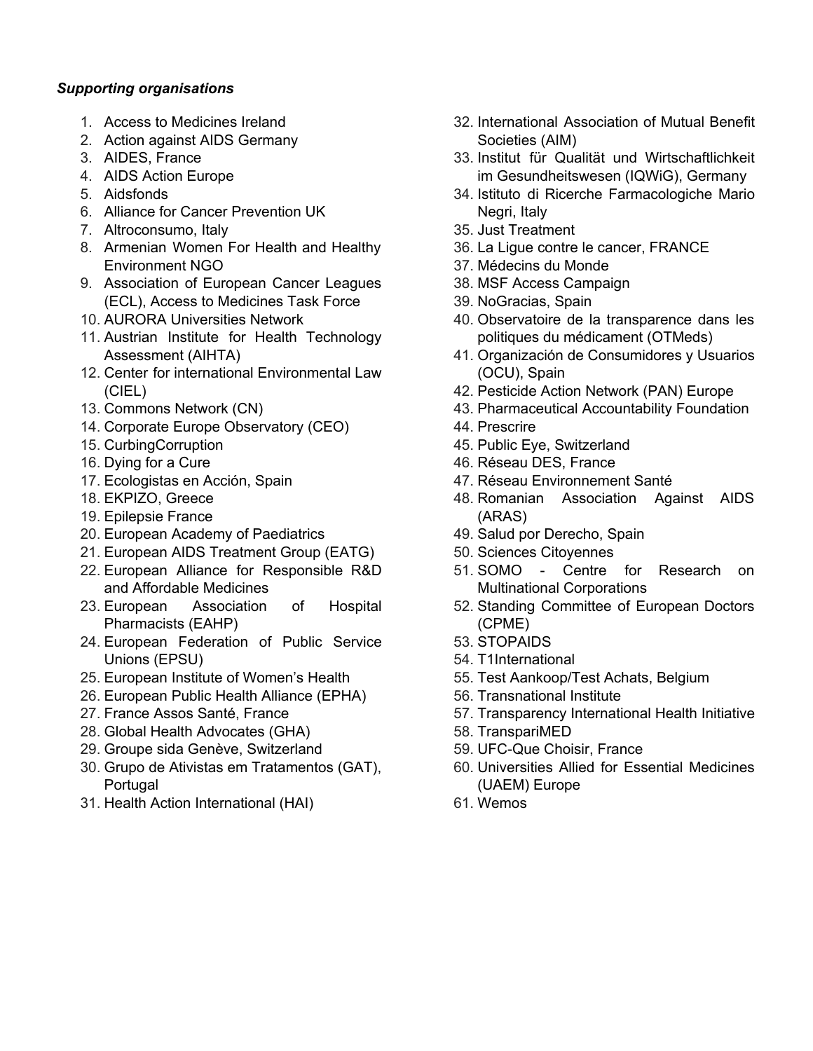*Supporting organisations*

1. Access to Medicines Ireland
2. Action against AIDS Germany
3. AIDES, France
4. AIDS Action Europe
5. Aidsfonds
6. Alliance for Cancer Prevention UK
7. Altroconsumo, Italy
8. Armenian Women For Health and Healthy Environment NGO
9. Association of European Cancer Leagues (ECL), Access to Medicines Task Force
10. AURORA Universities Network
11. Austrian Institute for Health Technology Assessment (AIHTA)
12. Center for international Environmental Law (CIEL)
13. Commons Network (CN)
14. Corporate Europe Observatory (CEO)
15. CurbingCorruption
16. Dying for a Cure
17. Ecologistas en Acción, Spain
18. EKPIZO, Greece
19. Epilepsie France
20. European Academy of Paediatrics
21. European AIDS Treatment Group (EATG)
22. European Alliance for Responsible R&D and Affordable Medicines
23. European Association of Hospital Pharmacists (EAHP)
24. European Federation of Public Service Unions (EPSU)
25. European Institute of Women's Health
26. European Public Health Alliance (EPHA)
27. France Assos Santé, France
28. Global Health Advocates (GHA)
29. Groupe sida Genève, Switzerland
30. Grupo de Ativistas em Tratamentos (GAT), Portugal
31. Health Action International (HAI)
32. International Association of Mutual Benefit Societies (AIM)
33. Institut für Qualität und Wirtschaftlichkeit im Gesundheitswesen (IQWiG), Germany
34. Istituto di Ricerche Farmacologiche Mario Negri, Italy
35. Just Treatment
36. La Ligue contre le cancer, FRANCE
37. Médecins du Monde
38. MSF Access Campaign
39. NoGracias, Spain
40. Observatoire de la transparence dans les politiques du médicament (OTMeds)
41. Organización de Consumidores y Usuarios (OCU), Spain
42. Pesticide Action Network (PAN) Europe
43. Pharmaceutical Accountability Foundation
44. Prescrire
45. Public Eye, Switzerland
46. Réseau DES, France
47. Réseau Environnement Santé
48. Romanian Association Against AIDS (ARAS)
49. Salud por Derecho, Spain
50. Sciences Citoyennes
51. SOMO - Centre for Research on Multinational Corporations
52. Standing Committee of European Doctors (CPME)
53. STOPAIDS
54. T1International
55. Test Aankoop/Test Achats, Belgium
56. Transnational Institute
57. Transparency International Health Initiative
58. TranspariMED
59. UFC-Que Choisir, France
60. Universities Allied for Essential Medicines (UAEM) Europe
61. Wemos